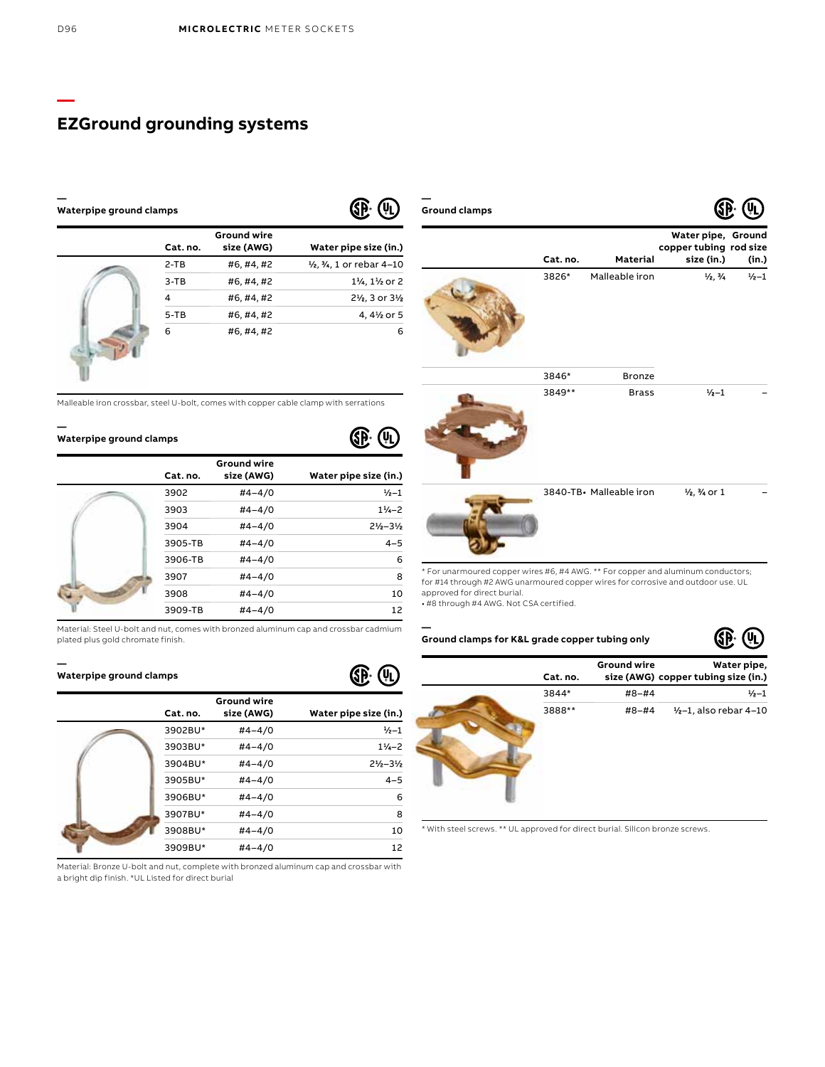# EZGround grounding systems

## Waterpipe ground clamps

| Cat. no. | Ground wire size (AWG) | Water pipe size (in.) |
|---|---|---|
| 2-TB | #6, #4, #2 | ½, ¾, 1 or rebar 4–10 |
| 3-TB | #6, #4, #2 | 1¼, 1½ or 2 |
| 4 | #6, #4, #2 | 2½, 3 or 3½ |
| 5-TB | #6, #4, #2 | 4, 4½ or 5 |
| 6 | #6, #4, #2 | 6 |

Malleable iron crossbar, steel U-bolt, comes with copper cable clamp with serrations

## Waterpipe ground clamps

| Cat. no. | Ground wire size (AWG) | Water pipe size (in.) |
|---|---|---|
| 3902 | #4–4/0 | ½–1 |
| 3903 | #4–4/0 | 1¼–2 |
| 3904 | #4–4/0 | 2½–3½ |
| 3905-TB | #4–4/0 | 4–5 |
| 3906-TB | #4–4/0 | 6 |
| 3907 | #4–4/0 | 8 |
| 3908 | #4–4/0 | 10 |
| 3909-TB | #4–4/0 | 12 |

Material: Steel U-bolt and nut, comes with bronzed aluminum cap and crossbar cadmium plated plus gold chromate finish.

## Waterpipe ground clamps

| Cat. no. | Ground wire size (AWG) | Water pipe size (in.) |
|---|---|---|
| 3902BU* | #4–4/0 | ½–1 |
| 3903BU* | #4–4/0 | 1¼–2 |
| 3904BU* | #4–4/0 | 2½–3½ |
| 3905BU* | #4–4/0 | 4–5 |
| 3906BU* | #4–4/0 | 6 |
| 3907BU* | #4–4/0 | 8 |
| 3908BU* | #4–4/0 | 10 |
| 3909BU* | #4–4/0 | 12 |

Material: Bronze U-bolt and nut, complete with bronzed aluminum cap and crossbar with a bright dip finish. *UL Listed for direct burial

## Ground clamps

| Cat. no. | Material | Water pipe, copper tubing size (in.) | Ground rod size (in.) |
|---|---|---|---|
| 3826* | Malleable iron | ½, ¾ | ½–1 |
| 3846* | Bronze | | |
| 3849** | Brass | ½–1 | – |
| 3840-TB• | Malleable iron | ½, ¾ or 1 | – |

* For unarmoured copper wires #6, #4 AWG. ** For copper and aluminum conductors; for #14 through #2 AWG unarmoured copper wires for corrosive and outdoor use. UL approved for direct burial.
• #8 through #4 AWG. Not CSA certified.

## Ground clamps for K&L grade copper tubing only

| Cat. no. | Ground wire size (AWG) | Water pipe, copper tubing size (in.) |
|---|---|---|
| 3844* | #8–#4 | ½–1 |
| 3888** | #8–#4 | ½–1, also rebar 4–10 |

* With steel screws. ** UL approved for direct burial. Silicon bronze screws.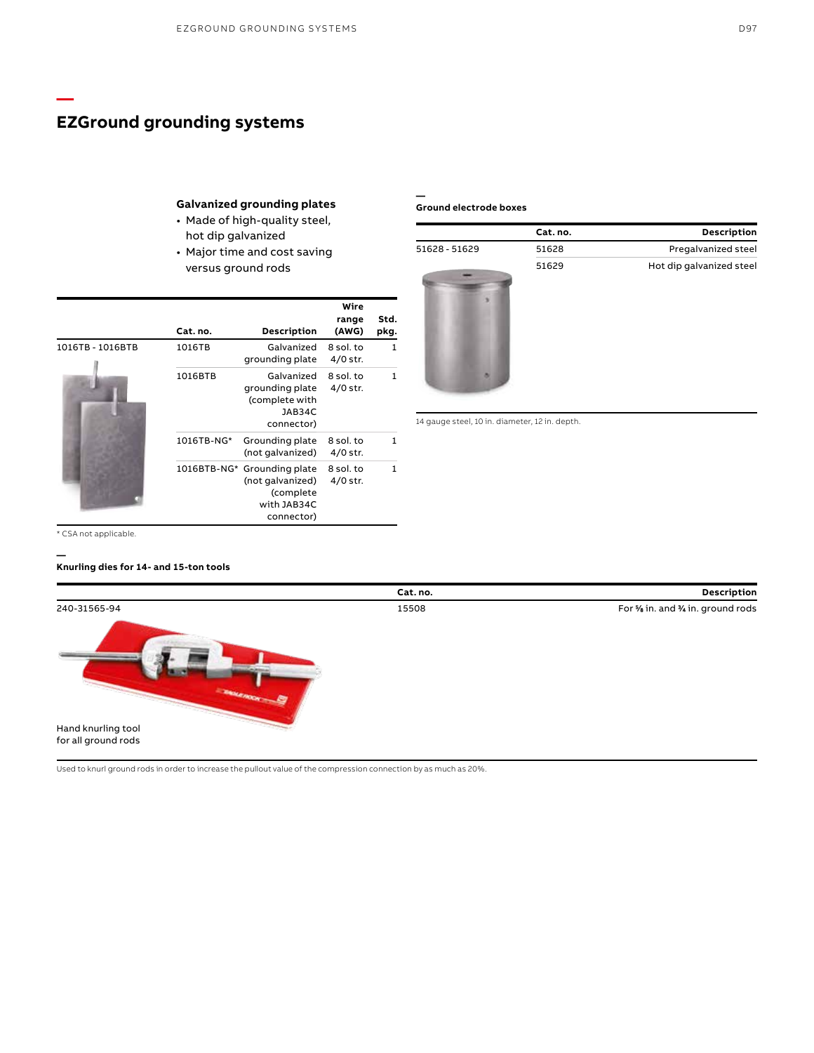# EZGround grounding systems

### Galvanized grounding plates

- Made of high-quality steel, hot dip galvanized
- Major time and cost saving versus ground rods

| | Cat. no. | Description | Wire range (AWG) | Std. pkg. |
|---|---|---|---|---|
| 1016TB - 1016BTB | 1016TB | Galvanized grounding plate | 8 sol. to 4/0 str. | 1 |
| | 1016BTB | Galvanized grounding plate (complete with JAB34C connector) | 8 sol. to 4/0 str. | 1 |
| | 1016TB-NG* | Grounding plate (not galvanized) | 8 sol. to 4/0 str. | 1 |
| | 1016BTB-NG* | Grounding plate (not galvanized) (complete with JAB34C connector) | 8 sol. to 4/0 str. | 1 |

* CSA not applicable.

### Ground electrode boxes

| | Cat. no. | Description |
|---|---|---|
| 51628 - 51629 | 51628 | Pregalvanized steel |
| | 51629 | Hot dip galvanized steel |

14 gauge steel, 10 in. diameter, 12 in. depth.

### Knurling dies for 14- and 15-ton tools

| | Cat. no. | Description |
|---|---|---|
| 240-31565-94 | 15508 | For ⅝ in. and ¾ in. ground rods |
| Hand knurling tool for all ground rods | | |

Used to knurl ground rods in order to increase the pullout value of the compression connection by as much as 20%.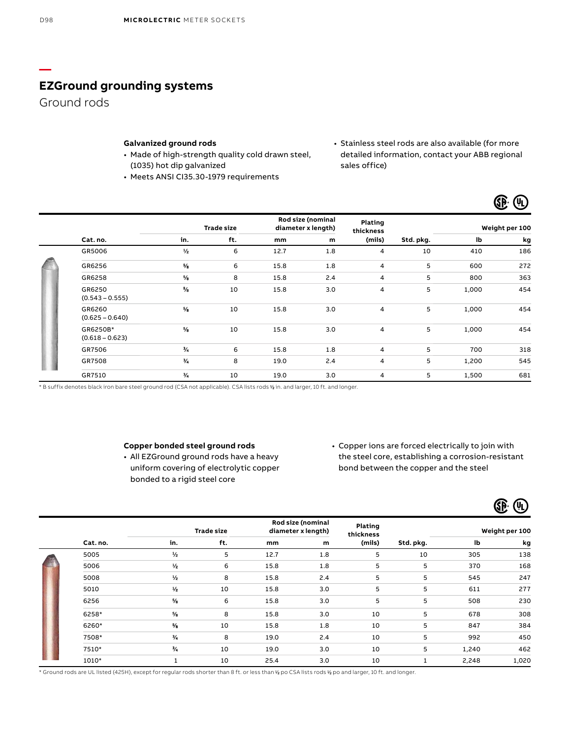## EZGround grounding systems

Ground rods

**Galvanized ground rods**

- Made of high-strength quality cold drawn steel, (1035) hot dip galvanized
- Meets ANSI CI35.30-1979 requirements
- Stainless steel rods are also available (for more detailed information, contact your ABB regional sales office)

| | Trade size | | Rod size (nominal diameter x length) | | Plating thickness | | Weight per 100 | |
|---|---|---|---|---|---|---|---|---|
| Cat. no. | in. | ft. | mm | m | (mils) | Std. pkg. | lb | kg |
| GR5006 | ½ | 6 | 12.7 | 1.8 | 4 | 10 | 410 | 186 |
| GR6256 | ⅝ | 6 | 15.8 | 1.8 | 4 | 5 | 600 | 272 |
| GR6258 | ⅝ | 8 | 15.8 | 2.4 | 4 | 5 | 800 | 363 |
| GR6250 (0.543 – 0.555) | ⅝ | 10 | 15.8 | 3.0 | 4 | 5 | 1,000 | 454 |
| GR6260 (0.625 – 0.640) | ⅝ | 10 | 15.8 | 3.0 | 4 | 5 | 1,000 | 454 |
| GR6250B* (0.618 – 0.623) | ⅝ | 10 | 15.8 | 3.0 | 4 | 5 | 1,000 | 454 |
| GR7506 | ¾ | 6 | 15.8 | 1.8 | 4 | 5 | 700 | 318 |
| GR7508 | ¾ | 8 | 19.0 | 2.4 | 4 | 5 | 1,200 | 545 |
| GR7510 | ¾ | 10 | 19.0 | 3.0 | 4 | 5 | 1,500 | 681 |

* B suffix denotes black iron bare steel ground rod (CSA not applicable). CSA lists rods ½ in. and larger, 10 ft. and longer.

**Copper bonded steel ground rods**

- All EZGround ground rods have a heavy uniform covering of electrolytic copper bonded to a rigid steel core
- Copper ions are forced electrically to join with the steel core, establishing a corrosion-resistant bond between the copper and the steel

| | Trade size | | Rod size (nominal diameter x length) | | Plating thickness | | Weight per 100 | |
|---|---|---|---|---|---|---|---|---|
| Cat. no. | in. | ft. | mm | m | (mils) | Std. pkg. | lb | kg |
| 5005 | ½ | 5 | 12.7 | 1.8 | 5 | 10 | 305 | 138 |
| 5006 | ½ | 6 | 15.8 | 1.8 | 5 | 5 | 370 | 168 |
| 5008 | ½ | 8 | 15.8 | 2.4 | 5 | 5 | 545 | 247 |
| 5010 | ½ | 10 | 15.8 | 3.0 | 5 | 5 | 611 | 277 |
| 6256 | ⅝ | 6 | 15.8 | 3.0 | 5 | 5 | 508 | 230 |
| 6258* | ⅝ | 8 | 15.8 | 3.0 | 10 | 5 | 678 | 308 |
| 6260* | ⅝ | 10 | 15.8 | 1.8 | 10 | 5 | 847 | 384 |
| 7508* | ¾ | 8 | 19.0 | 2.4 | 10 | 5 | 992 | 450 |
| 7510* | ¾ | 10 | 19.0 | 3.0 | 10 | 5 | 1,240 | 462 |
| 1010* | 1 | 10 | 25.4 | 3.0 | 10 | 1 | 2,248 | 1,020 |

* Ground rods are UL listed (425H), except for regular rods shorter than 8 ft. or less than ½ po CSA lists rods ½ po and larger, 10 ft. and longer.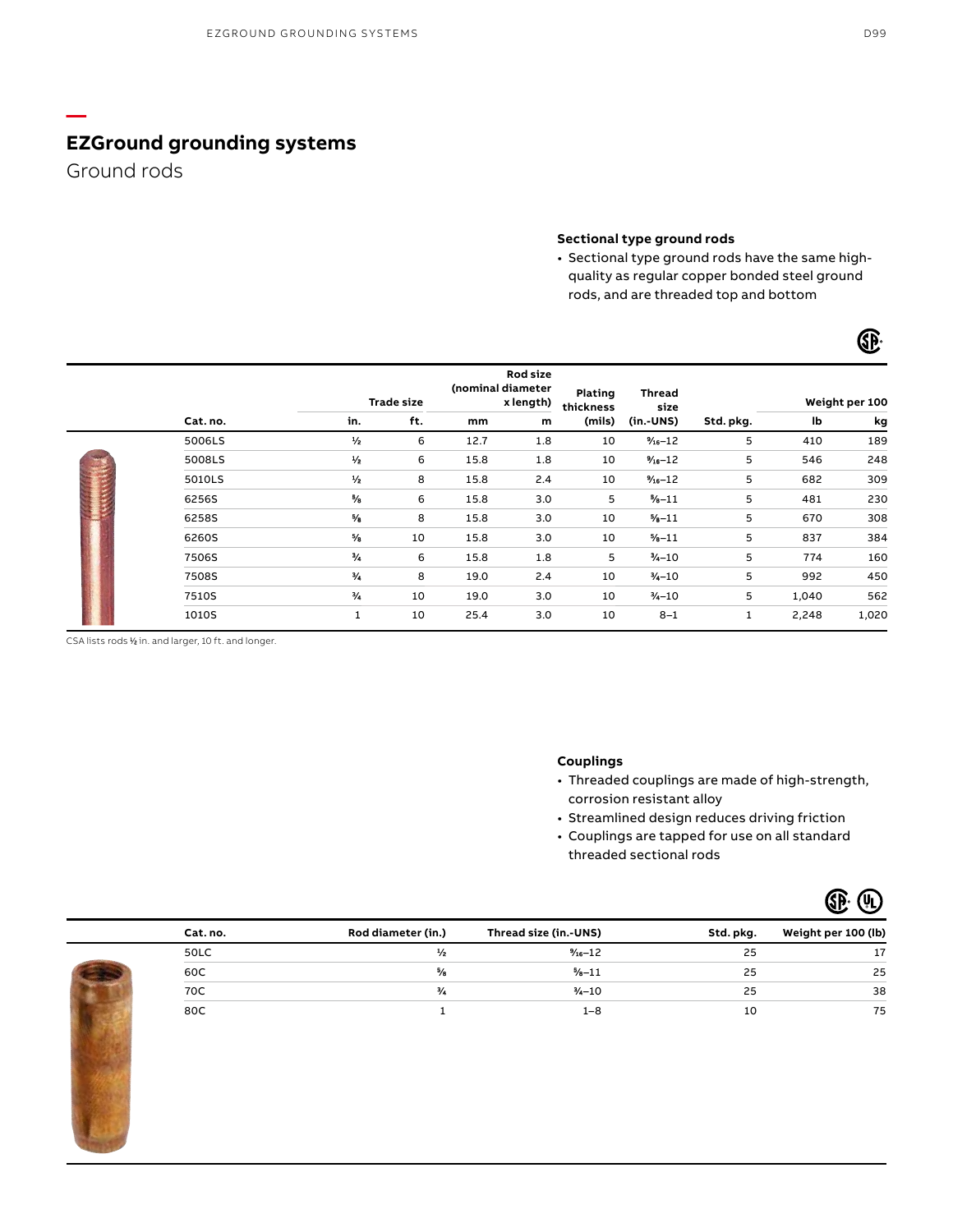# EZGround grounding systems

## Ground rods

### Sectional type ground rods

- Sectional type ground rods have the same high-quality as regular copper bonded steel ground rods, and are threaded top and bottom

| Cat. no. | Trade size in. | Trade size ft. | Rod size (nominal diameter x length) mm | Rod size (nominal diameter x length) m | Plating thickness (mils) | Thread size (in.-UNS) | Std. pkg. | Weight per 100 lb | Weight per 100 kg |
|---|---|---|---|---|---|---|---|---|---|
| 5006LS | ½ | 6 | 12.7 | 1.8 | 10 | 9⁄16–12 | 5 | 410 | 189 |
| 5008LS | ½ | 6 | 15.8 | 1.8 | 10 | 9⁄16–12 | 5 | 546 | 248 |
| 5010LS | ½ | 8 | 15.8 | 2.4 | 10 | 9⁄16–12 | 5 | 682 | 309 |
| 6256S | ⅝ | 6 | 15.8 | 3.0 | 5 | ⅝–11 | 5 | 481 | 230 |
| 6258S | ⅝ | 8 | 15.8 | 3.0 | 10 | ⅝–11 | 5 | 670 | 308 |
| 6260S | ⅝ | 10 | 15.8 | 3.0 | 10 | ⅝–11 | 5 | 837 | 384 |
| 7506S | ¾ | 6 | 15.8 | 1.8 | 5 | ¾–10 | 5 | 774 | 160 |
| 7508S | ¾ | 8 | 19.0 | 2.4 | 10 | ¾–10 | 5 | 992 | 450 |
| 7510S | ¾ | 10 | 19.0 | 3.0 | 10 | ¾–10 | 5 | 1,040 | 562 |
| 1010S | 1 | 10 | 25.4 | 3.0 | 10 | 8–1 | 1 | 2,248 | 1,020 |

CSA lists rods ½ in. and larger, 10 ft. and longer.

### Couplings

- Threaded couplings are made of high-strength, corrosion resistant alloy
- Streamlined design reduces driving friction
- Couplings are tapped for use on all standard threaded sectional rods

| Cat. no. | Rod diameter (in.) | Thread size (in.-UNS) | Std. pkg. | Weight per 100 (lb) |
|---|---|---|---|---|
| 50LC | ½ | 9⁄16–12 | 25 | 17 |
| 60C | ⅝ | ⅝–11 | 25 | 25 |
| 70C | ¾ | ¾–10 | 25 | 38 |
| 80C | 1 | 1–8 | 10 | 75 |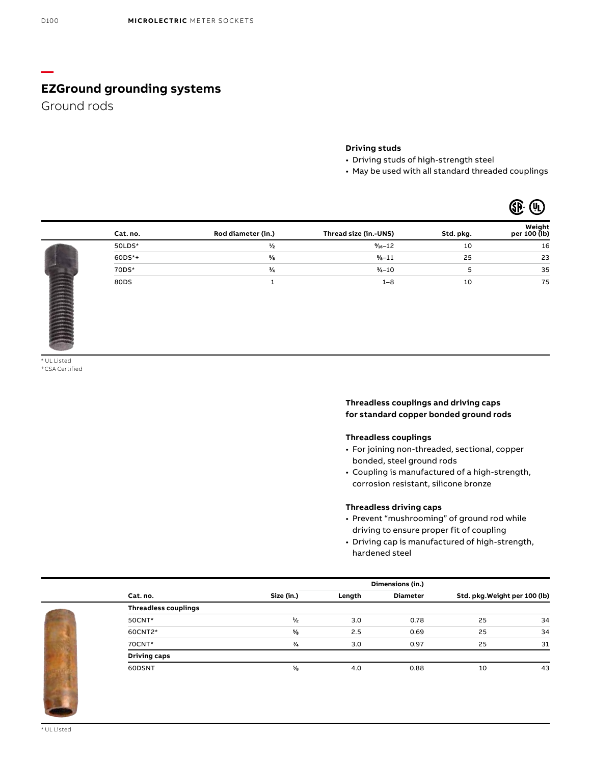# EZGround grounding systems

## Ground rods

### Driving studs

- Driving studs of high-strength steel
- May be used with all standard threaded couplings

| Cat. no. | Rod diameter (in.) | Thread size (in.-UNS) | Std. pkg. | Weight per 100 (lb) |
|---|---|---|---|---|
| 50LDS* | ½ | 9/16–12 | 10 | 16 |
| 60DS*+ | ⅝ | ⅝–11 | 25 | 23 |
| 70DS* | ¾ | ¾–10 | 5 | 35 |
| 80DS | 1 | 1–8 | 10 | 75 |

* UL Listed
+CSA Certified

### Threadless couplings and driving caps for standard copper bonded ground rods

#### Threadless couplings

- For joining non-threaded, sectional, copper bonded, steel ground rods
- Coupling is manufactured of a high-strength, corrosion resistant, silicone bronze

#### Threadless driving caps

- Prevent "mushrooming" of ground rod while driving to ensure proper fit of coupling
- Driving cap is manufactured of high-strength, hardened steel

| | | Dimensions (in.) | | | |
|---|---|---|---|---|---|
| Cat. no. | Size (in.) | Length | Diameter | Std. pkg. | Weight per 100 (lb) |
| **Threadless couplings** | | | | | |
| 50CNT* | ½ | 3.0 | 0.78 | 25 | 34 |
| 60CNT2* | ⅝ | 2.5 | 0.69 | 25 | 34 |
| 70CNT* | ¾ | 3.0 | 0.97 | 25 | 31 |
| **Driving caps** | | | | | |
| 60DSNT | ⅝ | 4.0 | 0.88 | 10 | 43 |

* UL Listed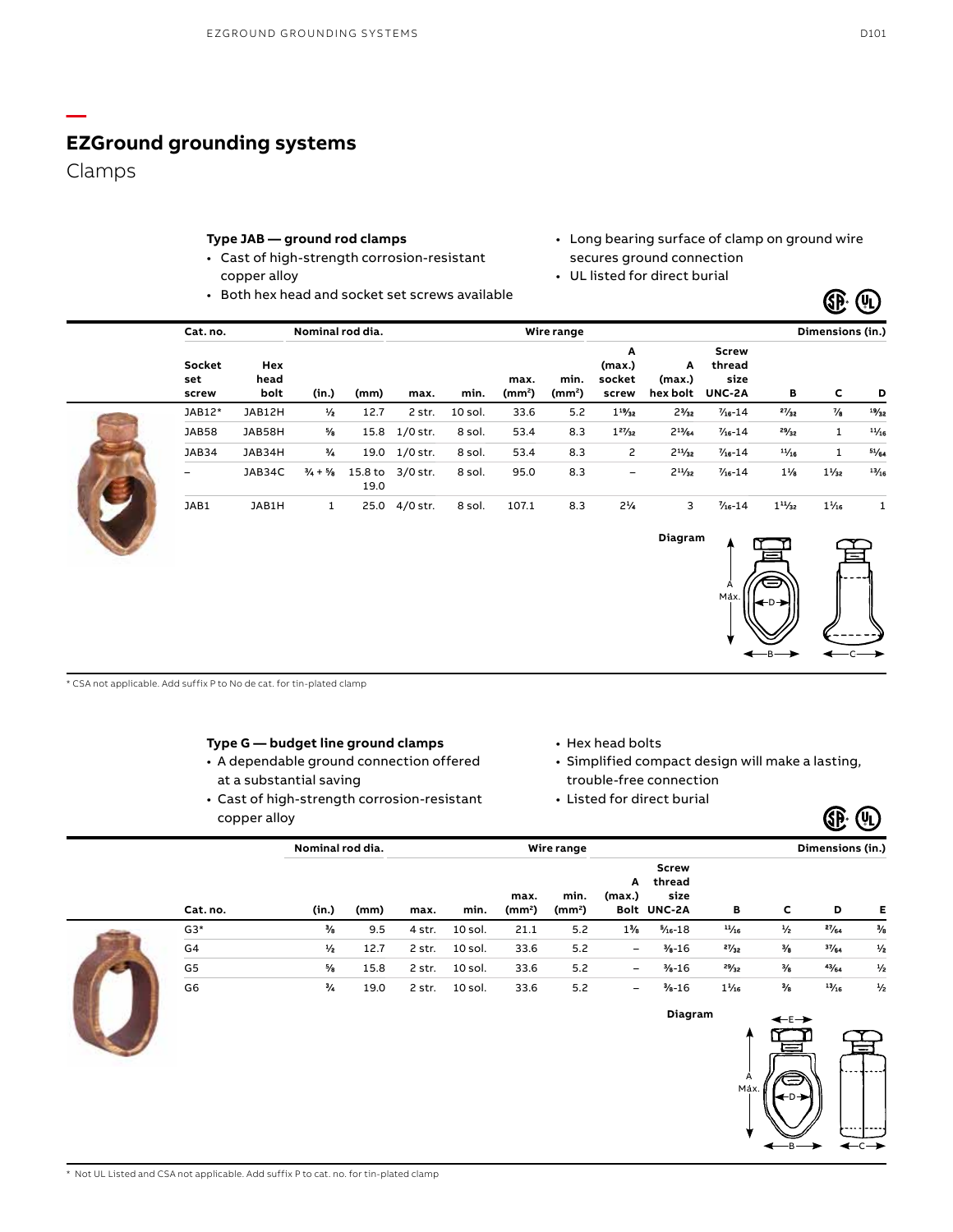# EZGround grounding systems

## Clamps

### Type JAB — ground rod clamps

- Cast of high-strength corrosion-resistant copper alloy
- Both hex head and socket set screws available
- Long bearing surface of clamp on ground wire secures ground connection
- UL listed for direct burial

| Cat. no. | | Nominal rod dia. | | Wire range | | | | Dimensions (in.) | | | | | |
|---|---|---|---|---|---|---|---|---|---|---|---|---|---|
| Socket set screw | Hex head bolt | (in.) | (mm) | max. | min. | max. (mm²) | min. (mm²) | A (max.) socket screw | A (max.) hex bolt | Screw thread size UNC-2A | B | C | D |
| JAB12* | JAB12H | ½ | 12.7 | 2 str. | 10 sol. | 33.6 | 5.2 | 1¹⁹⁄₃₂ | 2³⁄₃₂ | ⁷⁄₁₆-14 | ²⁷⁄₃₂ | ⅞ | ¹⁹⁄₃₂ |
| JAB58 | JAB58H | ⅝ | 15.8 | 1/0 str. | 8 sol. | 53.4 | 8.3 | 1²⁷⁄₃₂ | 2¹³⁄₆₄ | ⁷⁄₁₆-14 | ²⁹⁄₃₂ | 1 | ¹¹⁄₁₆ |
| JAB34 | JAB34H | ¾ | 19.0 | 1/0 str. | 8 sol. | 53.4 | 8.3 | 2 | 2¹¹⁄₃₂ | ⁷⁄₁₆-14 | ¹¹⁄₁₆ | 1 | ⁵¹⁄₆₄ |
| – | JAB34C | ¾ + ⅝ | 15.8 to 19.0 | 3/0 str. | 8 sol. | 95.0 | 8.3 | – | 2¹¹⁄₃₂ | ⁷⁄₁₆-14 | 1⅛ | 1¹⁄₃₂ | ¹³⁄₁₆ |
| JAB1 | JAB1H | 1 | 25.0 | 4/0 str. | 8 sol. | 107.1 | 8.3 | 2¼ | 3 | ⁷⁄₁₆-14 | 1¹¹⁄₃₂ | 1¹⁄₁₆ | 1 |

Diagram

\* CSA not applicable. Add suffix P to No de cat. for tin-plated clamp

### Type G — budget line ground clamps

- A dependable ground connection offered at a substantial saving
- Cast of high-strength corrosion-resistant copper alloy
- Hex head bolts
- Simplified compact design will make a lasting, trouble-free connection
- Listed for direct burial

| | Nominal rod dia. | | Wire range | | | | Dimensions (in.) | | | | | |
|---|---|---|---|---|---|---|---|---|---|---|---|---|
| Cat. no. | (in.) | (mm) | max. | min. | max. (mm²) | min. (mm²) | A (max.) Bolt | Screw thread size UNC-2A | B | C | D | E |
| G3* | ⅜ | 9.5 | 4 str. | 10 sol. | 21.1 | 5.2 | 1⅜ | ⁵⁄₁₆-18 | ¹¹⁄₁₆ | ½ | ²⁷⁄₆₄ | ⅜ |
| G4 | ½ | 12.7 | 2 str. | 10 sol. | 33.6 | 5.2 | – | ⅜-16 | ²⁷⁄₃₂ | ⅜ | ³⁷⁄₆₄ | ½ |
| G5 | ⅝ | 15.8 | 2 str. | 10 sol. | 33.6 | 5.2 | – | ⅜-16 | ²⁹⁄₃₂ | ⅜ | ⁴³⁄₆₄ | ½ |
| G6 | ¾ | 19.0 | 2 str. | 10 sol. | 33.6 | 5.2 | – | ⅜-16 | 1¹⁄₁₆ | ⅜ | ¹³⁄₁₆ | ½ |

Diagram

\* Not UL Listed and CSA not applicable. Add suffix P to cat. no. for tin-plated clamp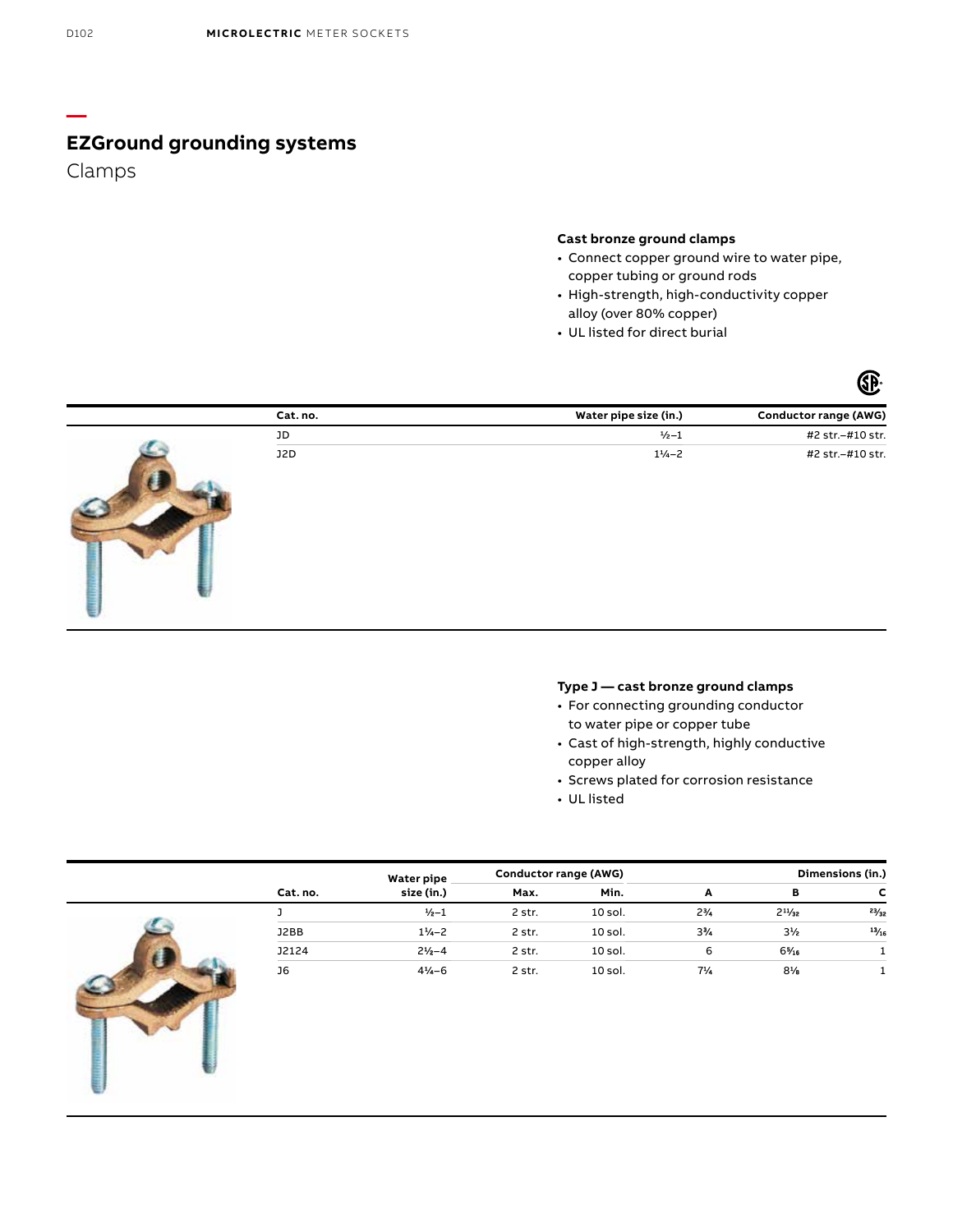# EZGround grounding systems

## Clamps

### Cast bronze ground clamps

- Connect copper ground wire to water pipe, copper tubing or ground rods
- High-strength, high-conductivity copper alloy (over 80% copper)
- UL listed for direct burial

| Cat. no. | Water pipe size (in.) | Conductor range (AWG) |
|---|---|---|
| JD | ½–1 | #2 str.–#10 str. |
| J2D | 1¼–2 | #2 str.–#10 str. |

### Type J — cast bronze ground clamps

- For connecting grounding conductor to water pipe or copper tube
- Cast of high-strength, highly conductive copper alloy
- Screws plated for corrosion resistance
- UL listed

| | | Conductor range (AWG) | | Dimensions (in.) | | |
|---|---|---|---|---|---|---|
| Cat. no. | Water pipe size (in.) | Max. | Min. | A | B | C |
| J | ½–1 | 2 str. | 10 sol. | 2¾ | 2¹¹⁄₃₂ | ²³⁄₃₂ |
| J2BB | 1¼–2 | 2 str. | 10 sol. | 3¾ | 3½ | ¹³⁄₁₆ |
| J2124 | 2½–4 | 2 str. | 10 sol. | 6 | 6⁵⁄₁₆ | 1 |
| J6 | 4¼–6 | 2 str. | 10 sol. | 7¼ | 8⅛ | 1 |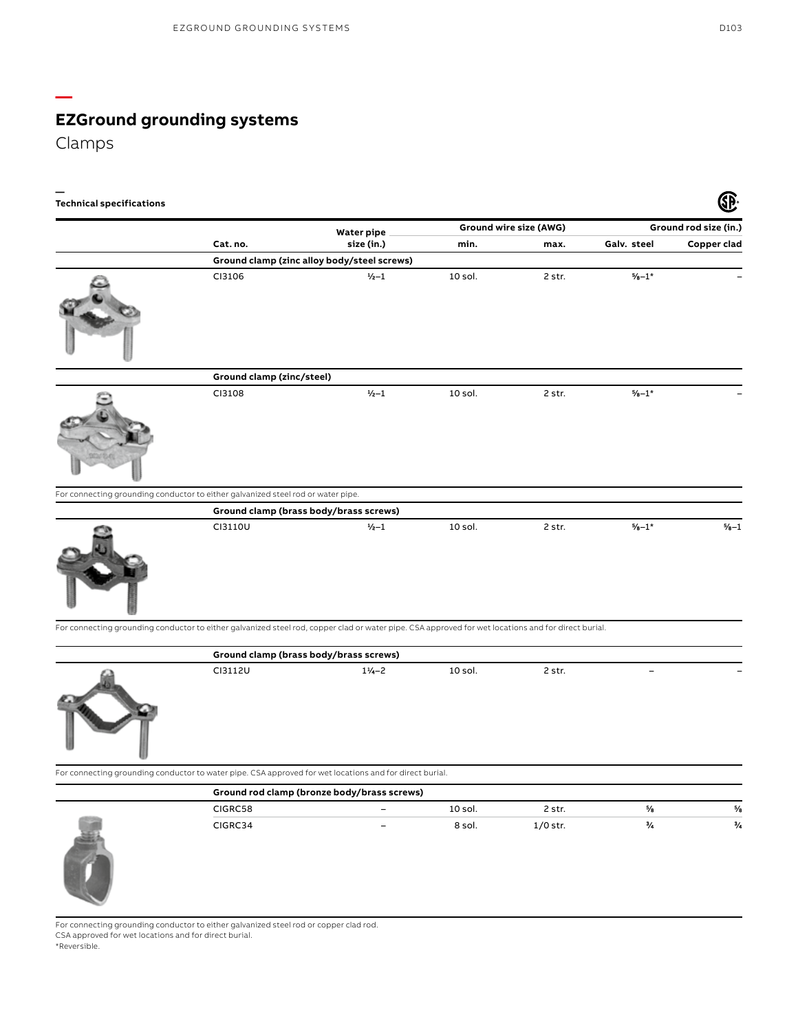# EZGround grounding systems

## Clamps

**Technical specifications**

| | Cat. no. | Water pipe size (in.) | Ground wire size (AWG) | | Ground rod size (in.) | |
|---|---|---|---|---|---|---|
| | | | min. | max. | Galv. steel | Copper clad |
| | **Ground clamp (zinc alloy body/steel screws)** | | | | | |
| | CI3106 | ½–1 | 10 sol. | 2 str. | ⅝–1* | – |
| | **Ground clamp (zinc/steel)** | | | | | |
| | CI3108 | ½–1 | 10 sol. | 2 str. | ⅝–1* | – |
| For connecting grounding conductor to either galvanized steel rod or water pipe. | | | | | | |
| | **Ground clamp (brass body/brass screws)** | | | | | |
| | CI3110U | ½–1 | 10 sol. | 2 str. | ⅝–1* | ⅝–1 |
| For connecting grounding conductor to either galvanized steel rod, copper clad or water pipe. CSA approved for wet locations and for direct burial. | | | | | | |
| | **Ground clamp (brass body/brass screws)** | | | | | |
| | CI3112U | 1¼–2 | 10 sol. | 2 str. | – | – |
| For connecting grounding conductor to water pipe. CSA approved for wet locations and for direct burial. | | | | | | |
| | **Ground rod clamp (bronze body/brass screws)** | | | | | |
| | CIGRC58 | – | 10 sol. | 2 str. | ⅝ | ⅝ |
| | CIGRC34 | – | 8 sol. | 1/0 str. | ¾ | ¾ |

For connecting grounding conductor to either galvanized steel rod or copper clad rod.
CSA approved for wet locations and for direct burial.
*Reversible.